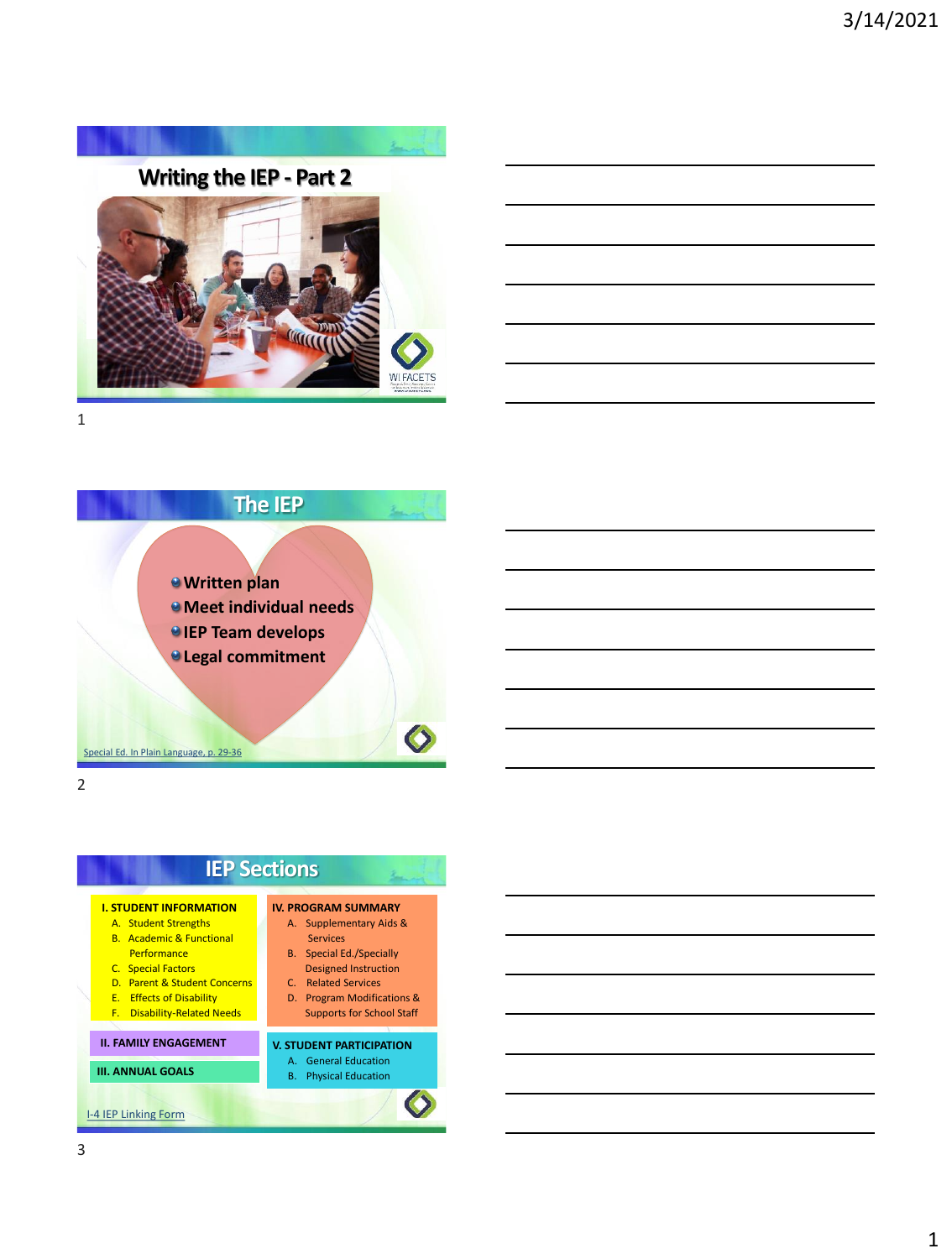## Writing the IEP - Part 2

WI FACETS

## The IEP

- Written plan
- Meet individual needs
- IEP Team develops
- Legal commitment

Special Ed. In Plain Language, p. 29-36

## IEP Sections

**I. STUDENT INFORMATION**
- A. Student Strengths
- B. Academic & Functional Performance
- C. Special Factors
- D. Parent & Student Concerns
- E. Effects of Disability
- F. Disability-Related Needs

**II. FAMILY ENGAGEMENT**

**III. ANNUAL GOALS**

**IV. PROGRAM SUMMARY**
- A. Supplementary Aids & Services
- B. Special Ed./Specially Designed Instruction
- C. Related Services
- D. Program Modifications & Supports for School Staff

**V. STUDENT PARTICIPATION**
- A. General Education
- B. Physical Education

I-4 IEP Linking Form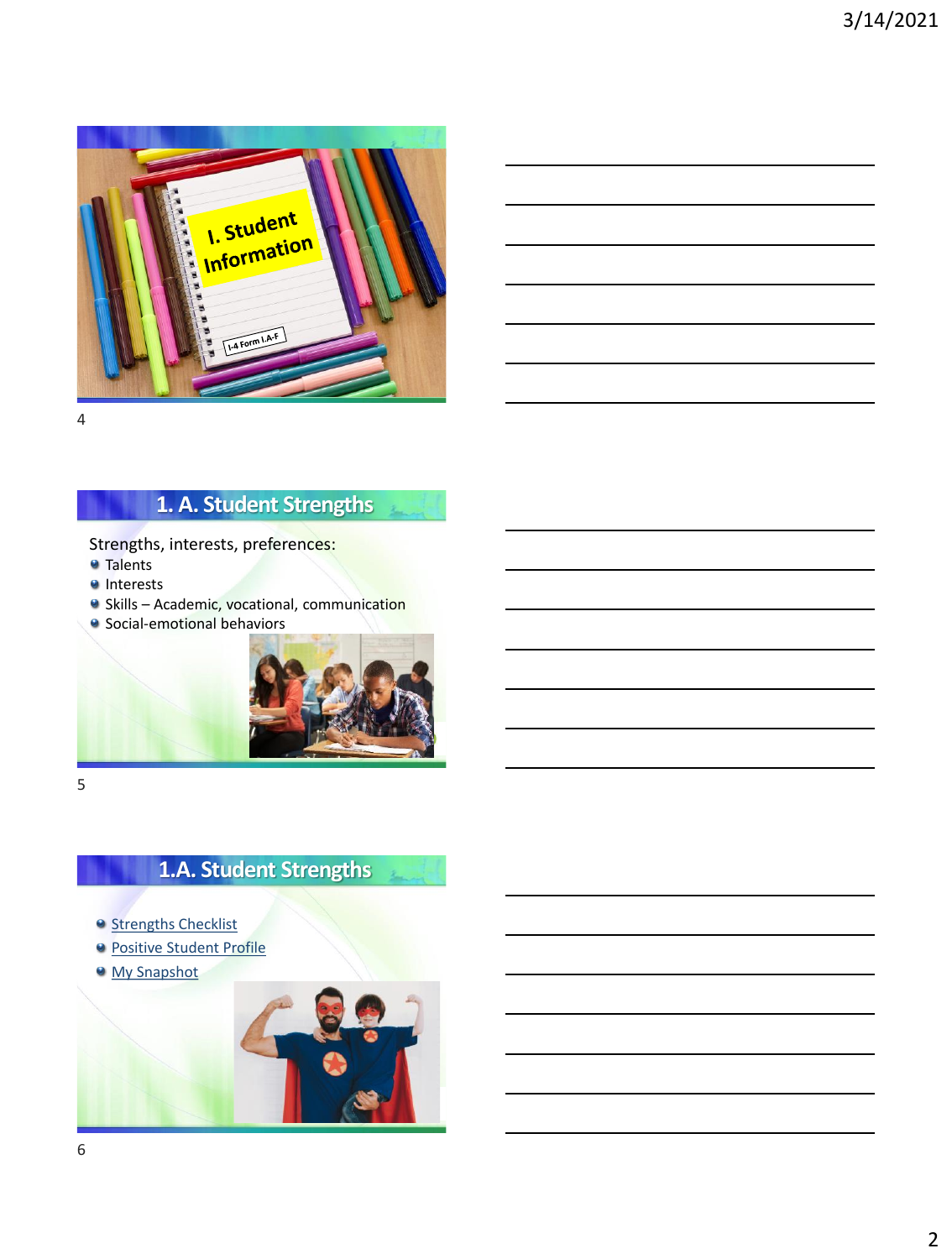I. Student Information

I-4 Form I.A-F

## 1. A. Student Strengths

Strengths, interests, preferences:

- Talents
- Interests
- Skills – Academic, vocational, communication
- Social-emotional behaviors

## 1.A. Student Strengths

- Strengths Checklist
- Positive Student Profile
- My Snapshot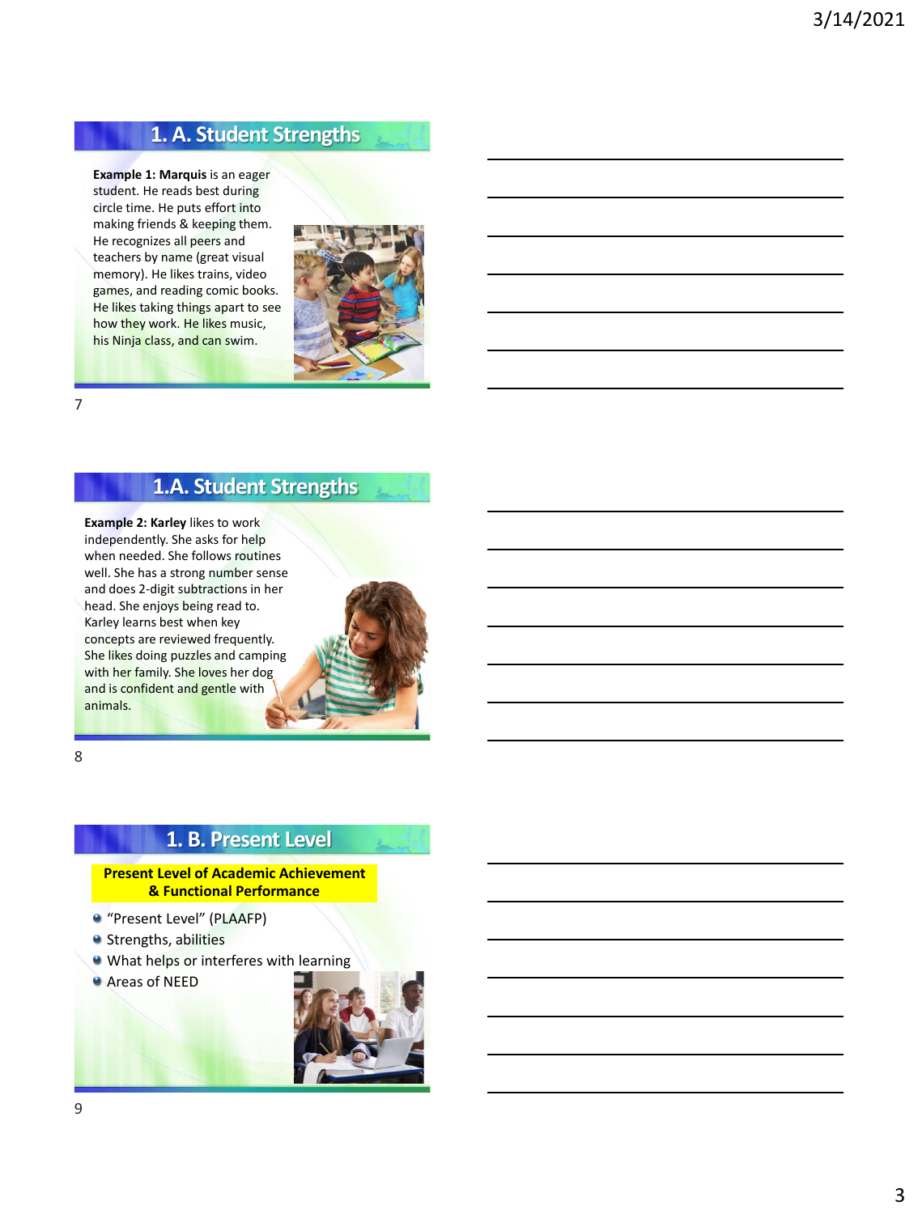## 1. A. Student Strengths

**Example 1: Marquis** is an eager student. He reads best during circle time. He puts effort into making friends & keeping them. He recognizes all peers and teachers by name (great visual memory). He likes trains, video games, and reading comic books. He likes taking things apart to see how they work. He likes music, his Ninja class, and can swim.

## 1.A. Student Strengths

**Example 2: Karley** likes to work independently. She asks for help when needed. She follows routines well. She has a strong number sense and does 2-digit subtractions in her head. She enjoys being read to. Karley learns best when key concepts are reviewed frequently. She likes doing puzzles and camping with her family. She loves her dog and is confident and gentle with animals.

## 1. B. Present Level

**Present Level of Academic Achievement & Functional Performance**

- "Present Level" (PLAAFP)
- Strengths, abilities
- What helps or interferes with learning
- Areas of NEED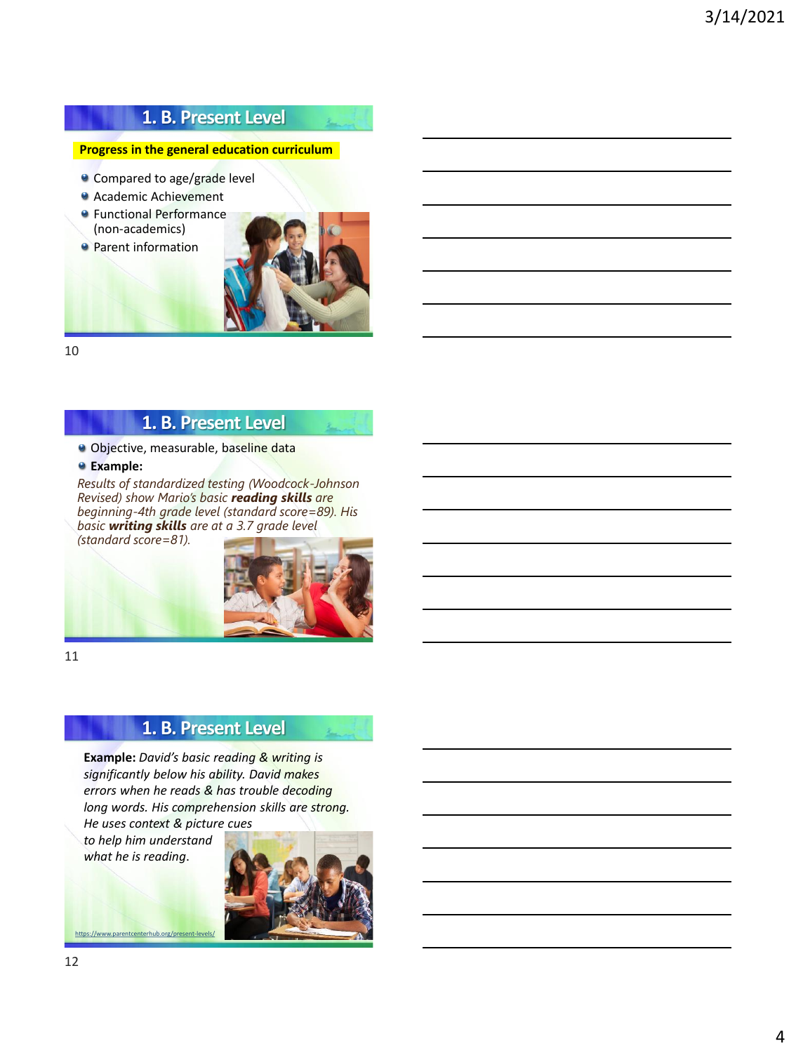## 1. B. Present Level

**Progress in the general education curriculum**

- Compared to age/grade level
- Academic Achievement
- Functional Performance (non-academics)
- Parent information

## 1. B. Present Level

- Objective, measurable, baseline data
- **Example:**

*Results of standardized testing (Woodcock-Johnson Revised) show Mario's basic* ***reading skills*** *are beginning-4th grade level (standard score=89). His basic* ***writing skills*** *are at a 3.7 grade level (standard score=81).*

## 1. B. Present Level

**Example:** *David's basic reading & writing is significantly below his ability. David makes errors when he reads & has trouble decoding long words. His comprehension skills are strong. He uses context & picture cues to help him understand what he is reading.*

https://www.parentcenterhub.org/present-levels/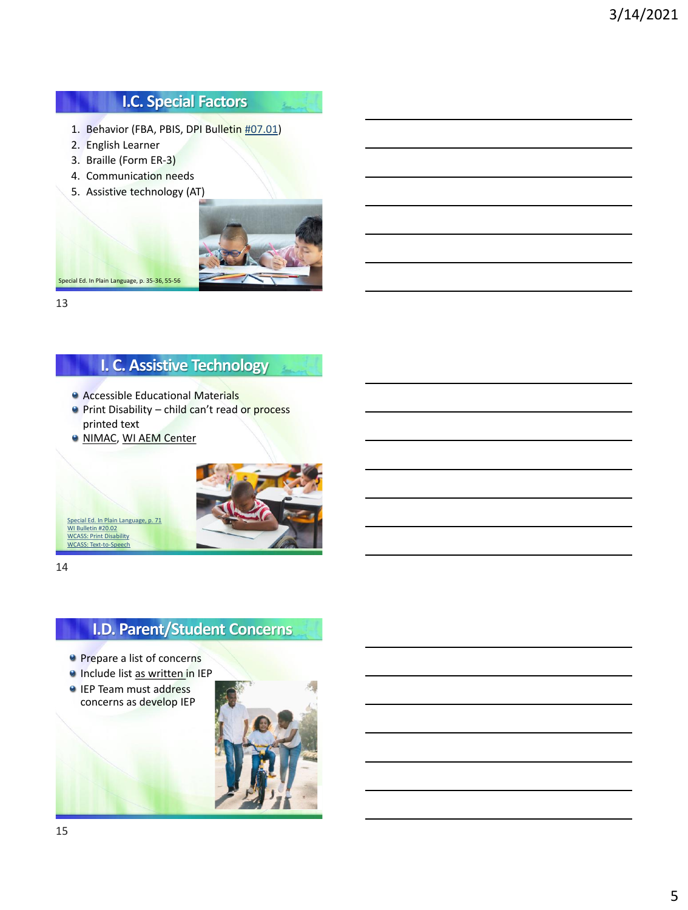## I.C. Special Factors

1. Behavior (FBA, PBIS, DPI Bulletin #07.01)
2. English Learner
3. Braille (Form ER-3)
4. Communication needs
5. Assistive technology (AT)

Special Ed. In Plain Language, p. 35-36, 55-56

## I. C. Assistive Technology

- Accessible Educational Materials
- Print Disability – child can't read or process printed text
- NIMAC, WI AEM Center

Special Ed. In Plain Language, p. 71
WI Bulletin #20.02
WCASS: Print Disability
WCASS: Text-to-Speech

## I.D. Parent/Student Concerns

- Prepare a list of concerns
- Include list as written in IEP
- IEP Team must address concerns as develop IEP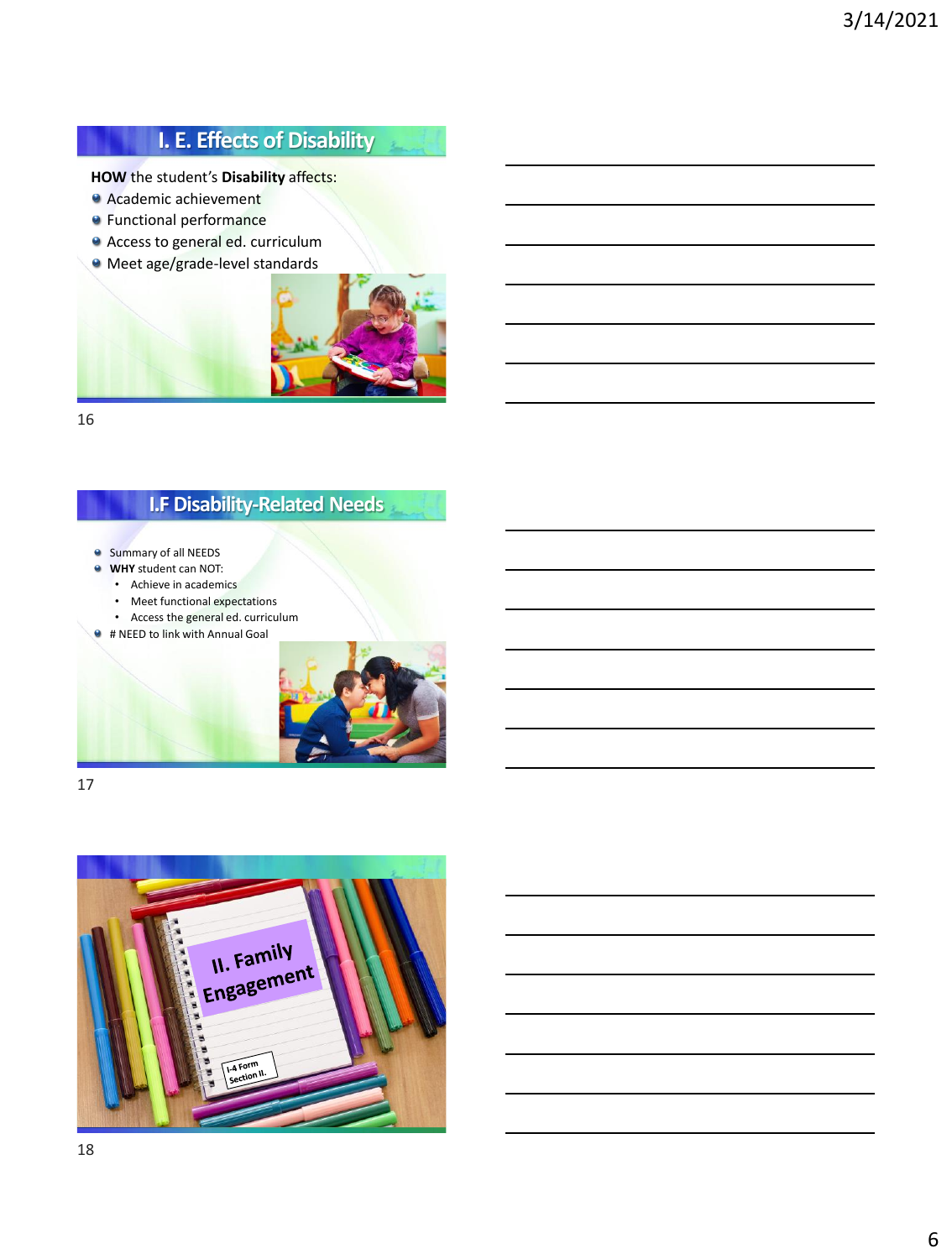## I. E. Effects of Disability

**HOW** the student's **Disability** affects:

- Academic achievement
- Functional performance
- Access to general ed. curriculum
- Meet age/grade-level standards

## I.F Disability-Related Needs

- Summary of all NEEDS
- **WHY** student can NOT:
  - Achieve in academics
  - Meet functional expectations
  - Access the general ed. curriculum
- # NEED to link with Annual Goal

## II. Family Engagement

I-4 Form Section II.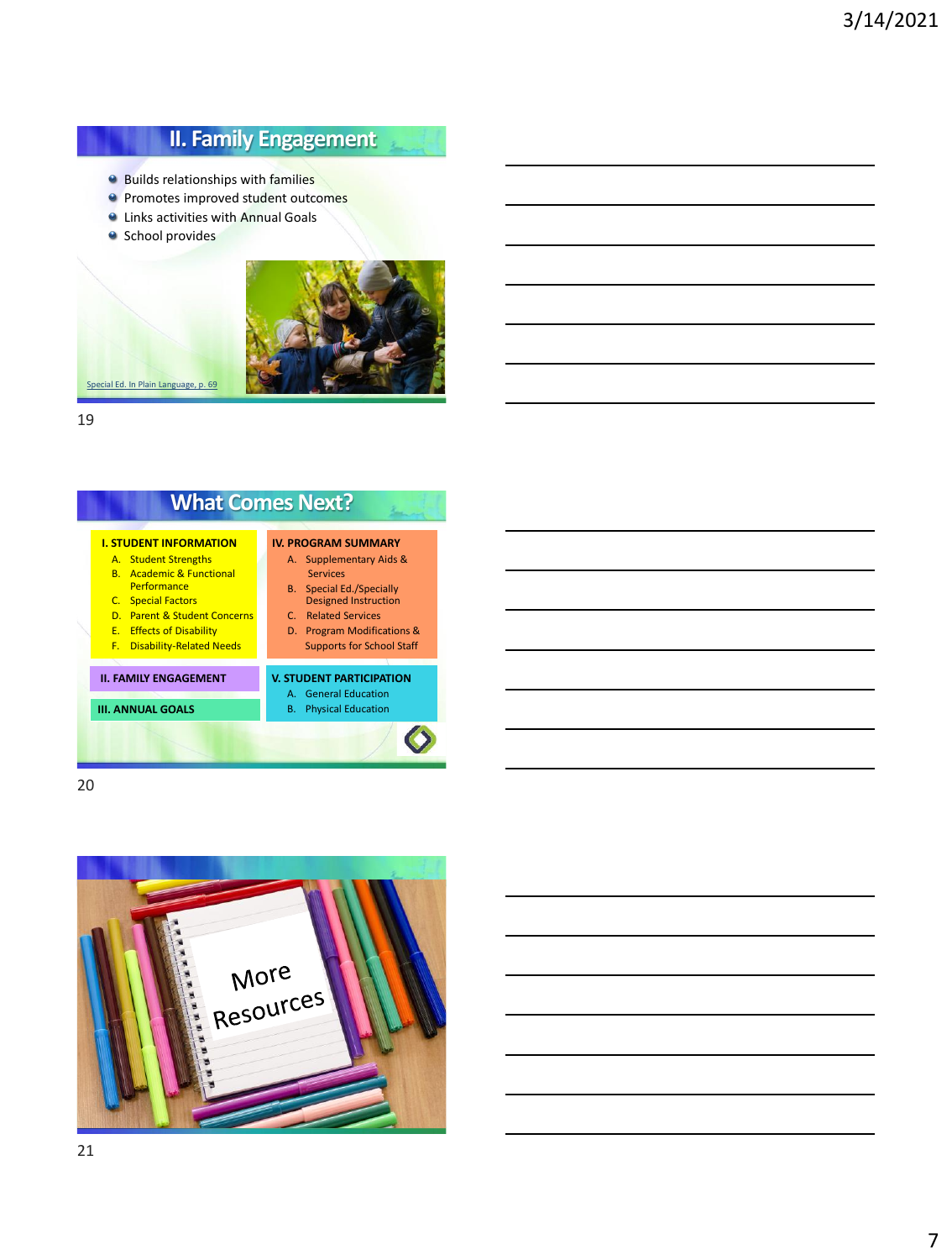## II. Family Engagement

- Builds relationships with families
- Promotes improved student outcomes
- Links activities with Annual Goals
- School provides

Special Ed. In Plain Language, p. 69

## What Comes Next?

**I. STUDENT INFORMATION**

A. Student Strengths
B. Academic & Functional Performance
C. Special Factors
D. Parent & Student Concerns
E. Effects of Disability
F. Disability-Related Needs

**II. FAMILY ENGAGEMENT**

**III. ANNUAL GOALS**

**IV. PROGRAM SUMMARY**

A. Supplementary Aids & Services
B. Special Ed./Specially Designed Instruction
C. Related Services
D. Program Modifications & Supports for School Staff

**V. STUDENT PARTICIPATION**

A. General Education
B. Physical Education

More Resources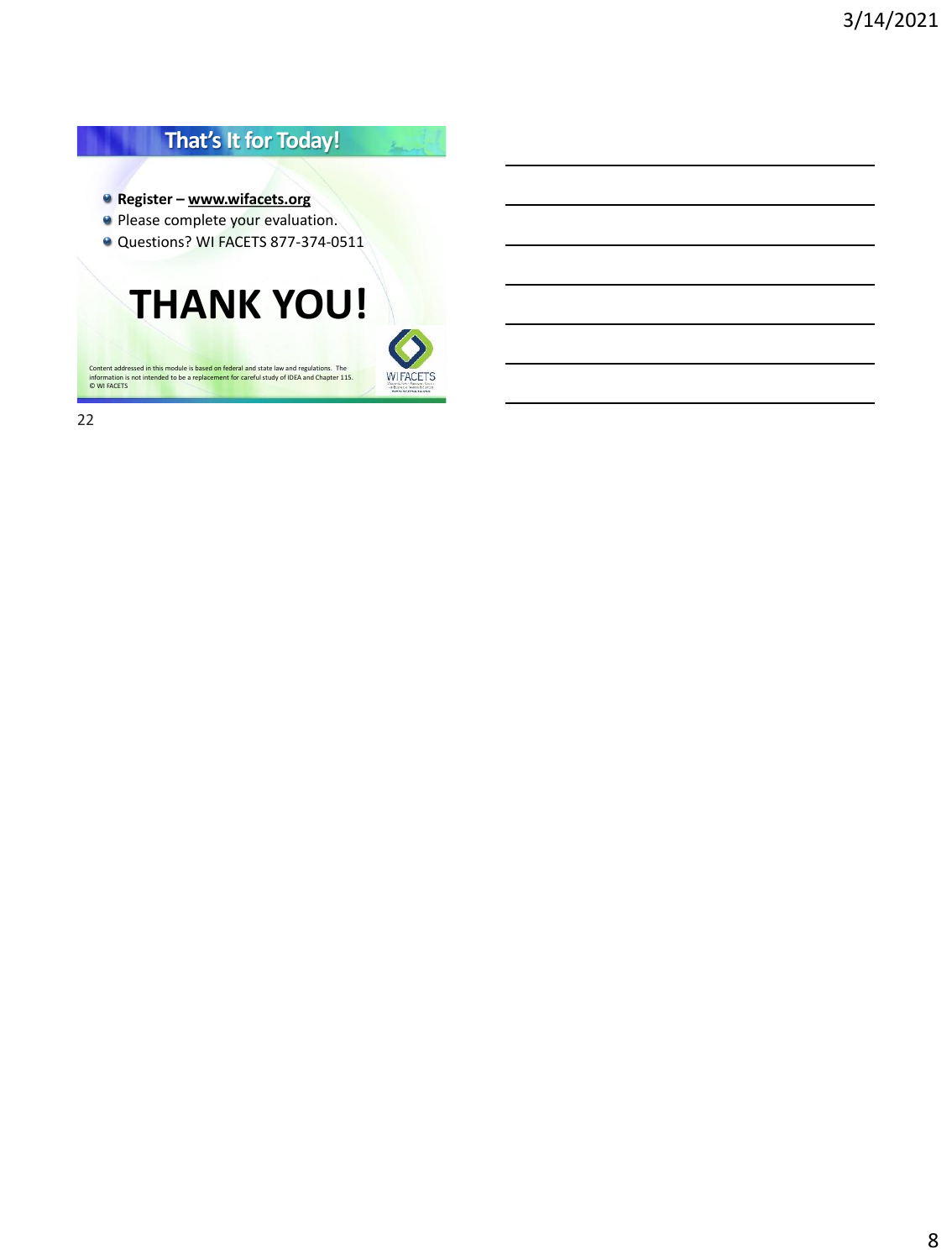## That's It for Today!

- **Register – www.wifacets.org**
- Please complete your evaluation.
- Questions? WI FACETS 877-374-0511

# THANK YOU!

Content addressed in this module is based on federal and state law and regulations. The information is not intended to be a replacement for careful study of IDEA and Chapter 115.
© WI FACETS

WI FACETS